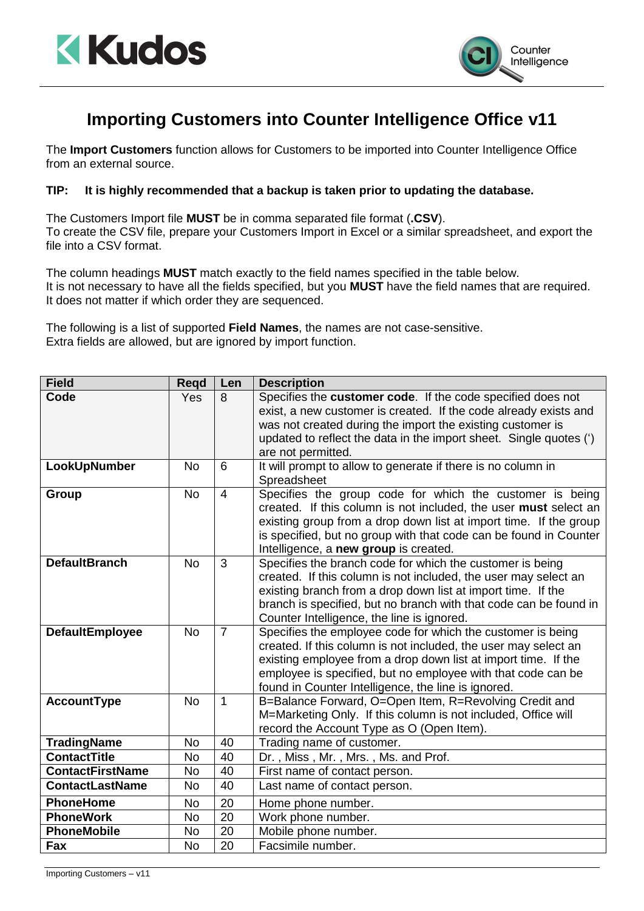# Importing Customers into Counter Intelligence Office v11

The **Import Customers** function allows for Customers to be imported into Counter Intelligence Office from an external source.

**TIP: It is highly recommended that a backup is taken prior to updating the database.**

The Customers Import file **MUST** be in comma separated file format (**.CSV**).
To create the CSV file, prepare your Customers Import in Excel or a similar spreadsheet, and export the file into a CSV format.

The column headings **MUST** match exactly to the field names specified in the table below.
It is not necessary to have all the fields specified, but you **MUST** have the field names that are required.
It does not matter if which order they are sequenced.

The following is a list of supported **Field Names**, the names are not case-sensitive.
Extra fields are allowed, but are ignored by import function.

| Field | Reqd | Len | Description |
|---|---|---|---|
| **Code** | Yes | 8 | Specifies the **customer code**. If the code specified does not exist, a new customer is created. If the code already exists and was not created during the import the existing customer is updated to reflect the data in the import sheet. Single quotes (') are not permitted. |
| **LookUpNumber** | No | 6 | It will prompt to allow to generate if there is no column in Spreadsheet |
| **Group** | No | 4 | Specifies the group code for which the customer is being created. If this column is not included, the user **must** select an existing group from a drop down list at import time. If the group is specified, but no group with that code can be found in Counter Intelligence, a **new group** is created. |
| **DefaultBranch** | No | 3 | Specifies the branch code for which the customer is being created. If this column is not included, the user may select an existing branch from a drop down list at import time. If the branch is specified, but no branch with that code can be found in Counter Intelligence, the line is ignored. |
| **DefaultEmployee** | No | 7 | Specifies the employee code for which the customer is being created. If this column is not included, the user may select an existing employee from a drop down list at import time. If the employee is specified, but no employee with that code can be found in Counter Intelligence, the line is ignored. |
| **AccountType** | No | 1 | B=Balance Forward, O=Open Item, R=Revolving Credit and M=Marketing Only. If this column is not included, Office will record the Account Type as O (Open Item). |
| **TradingName** | No | 40 | Trading name of customer. |
| **ContactTitle** | No | 40 | Dr. , Miss , Mr. , Mrs. , Ms. and Prof. |
| **ContactFirstName** | No | 40 | First name of contact person. |
| **ContactLastName** | No | 40 | Last name of contact person. |
| **PhoneHome** | No | 20 | Home phone number. |
| **PhoneWork** | No | 20 | Work phone number. |
| **PhoneMobile** | No | 20 | Mobile phone number. |
| **Fax** | No | 20 | Facsimile number. |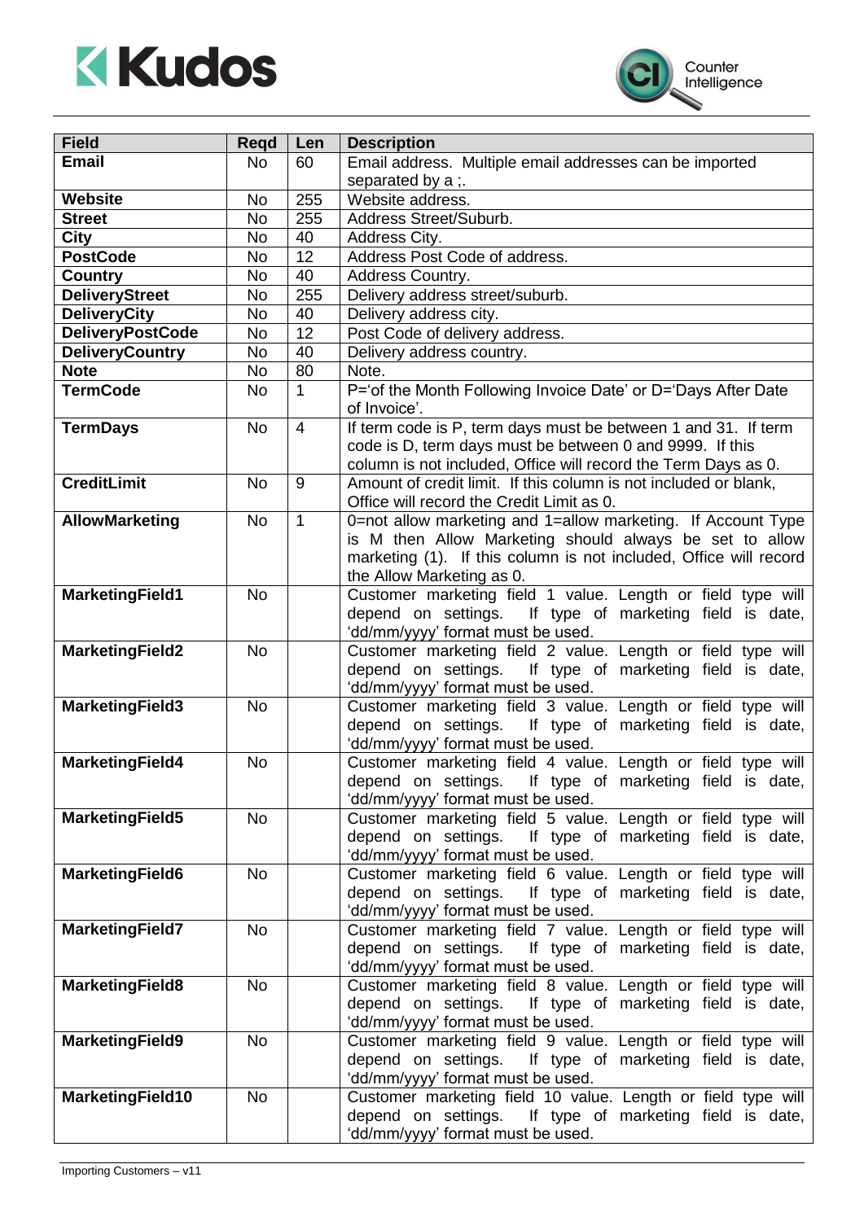| Field | Reqd | Len | Description |
|---|---|---|---|
| **Email** | No | 60 | Email address. Multiple email addresses can be imported separated by a ;. |
| **Website** | No | 255 | Website address. |
| **Street** | No | 255 | Address Street/Suburb. |
| **City** | No | 40 | Address City. |
| **PostCode** | No | 12 | Address Post Code of address. |
| **Country** | No | 40 | Address Country. |
| **DeliveryStreet** | No | 255 | Delivery address street/suburb. |
| **DeliveryCity** | No | 40 | Delivery address city. |
| **DeliveryPostCode** | No | 12 | Post Code of delivery address. |
| **DeliveryCountry** | No | 40 | Delivery address country. |
| **Note** | No | 80 | Note. |
| **TermCode** | No | 1 | P='of the Month Following Invoice Date' or D='Days After Date of Invoice'. |
| **TermDays** | No | 4 | If term code is P, term days must be between 1 and 31. If term code is D, term days must be between 0 and 9999. If this column is not included, Office will record the Term Days as 0. |
| **CreditLimit** | No | 9 | Amount of credit limit. If this column is not included or blank, Office will record the Credit Limit as 0. |
| **AllowMarketing** | No | 1 | 0=not allow marketing and 1=allow marketing. If Account Type is M then Allow Marketing should always be set to allow marketing (1). If this column is not included, Office will record the Allow Marketing as 0. |
| **MarketingField1** | No | | Customer marketing field 1 value. Length or field type will depend on settings. If type of marketing field is date, 'dd/mm/yyyy' format must be used. |
| **MarketingField2** | No | | Customer marketing field 2 value. Length or field type will depend on settings. If type of marketing field is date, 'dd/mm/yyyy' format must be used. |
| **MarketingField3** | No | | Customer marketing field 3 value. Length or field type will depend on settings. If type of marketing field is date, 'dd/mm/yyyy' format must be used. |
| **MarketingField4** | No | | Customer marketing field 4 value. Length or field type will depend on settings. If type of marketing field is date, 'dd/mm/yyyy' format must be used. |
| **MarketingField5** | No | | Customer marketing field 5 value. Length or field type will depend on settings. If type of marketing field is date, 'dd/mm/yyyy' format must be used. |
| **MarketingField6** | No | | Customer marketing field 6 value. Length or field type will depend on settings. If type of marketing field is date, 'dd/mm/yyyy' format must be used. |
| **MarketingField7** | No | | Customer marketing field 7 value. Length or field type will depend on settings. If type of marketing field is date, 'dd/mm/yyyy' format must be used. |
| **MarketingField8** | No | | Customer marketing field 8 value. Length or field type will depend on settings. If type of marketing field is date, 'dd/mm/yyyy' format must be used. |
| **MarketingField9** | No | | Customer marketing field 9 value. Length or field type will depend on settings. If type of marketing field is date, 'dd/mm/yyyy' format must be used. |
| **MarketingField10** | No | | Customer marketing field 10 value. Length or field type will depend on settings. If type of marketing field is date, 'dd/mm/yyyy' format must be used. |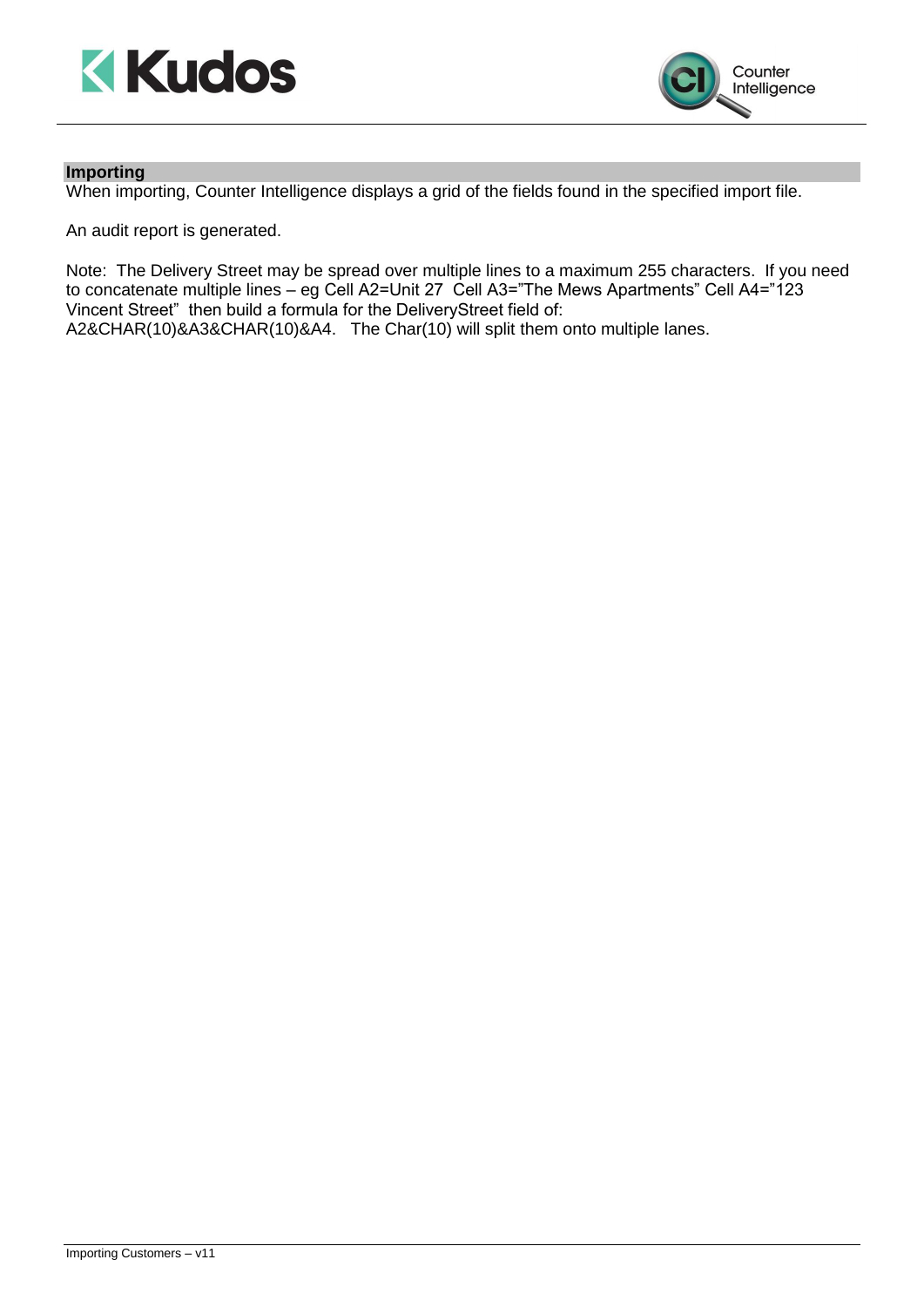## Importing

When importing, Counter Intelligence displays a grid of the fields found in the specified import file.

An audit report is generated.

Note: The Delivery Street may be spread over multiple lines to a maximum 255 characters. If you need to concatenate multiple lines – eg Cell A2=Unit 27 Cell A3="The Mews Apartments" Cell A4="123 Vincent Street" then build a formula for the DeliveryStreet field of:
A2&CHAR(10)&A3&CHAR(10)&A4. The Char(10) will split them onto multiple lanes.